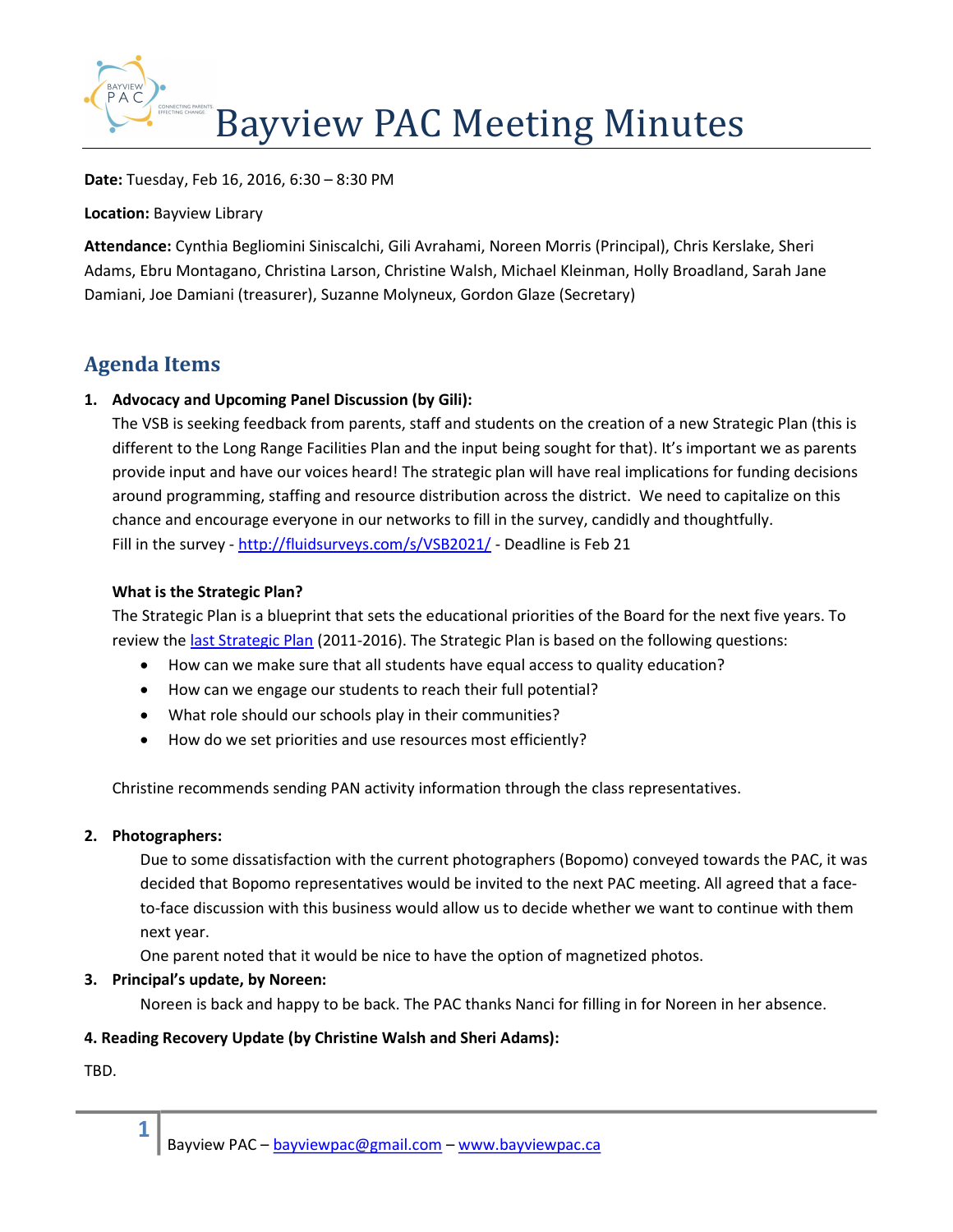# Bayview PAC Meeting Minutes

**Date:** Tuesday, Feb 16, 2016, 6:30 – 8:30 PM

**Location:** Bayview Library

**Attendance:** Cynthia Begliomini Siniscalchi, Gili Avrahami, Noreen Morris (Principal), Chris Kerslake, Sheri Adams, Ebru Montagano, Christina Larson, Christine Walsh, Michael Kleinman, Holly Broadland, Sarah Jane Damiani, Joe Damiani (treasurer), Suzanne Molyneux, Gordon Glaze (Secretary)

## Agenda Items

1. **Advocacy and Upcoming Panel Discussion (by Gili):**

   The VSB is seeking feedback from parents, staff and students on the creation of a new Strategic Plan (this is different to the Long Range Facilities Plan and the input being sought for that). It's important we as parents provide input and have our voices heard! The strategic plan will have real implications for funding decisions around programming, staffing and resource distribution across the district. We need to capitalize on this chance and encourage everyone in our networks to fill in the survey, candidly and thoughtfully.

   Fill in the survey - http://fluidsurveys.com/s/VSB2021/ - Deadline is Feb 21

   **What is the Strategic Plan?**

   The Strategic Plan is a blueprint that sets the educational priorities of the Board for the next five years. To review the last Strategic Plan (2011-2016). The Strategic Plan is based on the following questions:

   - How can we make sure that all students have equal access to quality education?
   - How can we engage our students to reach their full potential?
   - What role should our schools play in their communities?
   - How do we set priorities and use resources most efficiently?

   Christine recommends sending PAN activity information through the class representatives.

2. **Photographers:**

   Due to some dissatisfaction with the current photographers (Bopomo) conveyed towards the PAC, it was decided that Bopomo representatives would be invited to the next PAC meeting. All agreed that a face-to-face discussion with this business would allow us to decide whether we want to continue with them next year.

   One parent noted that it would be nice to have the option of magnetized photos.

3. **Principal's update, by Noreen:**

   Noreen is back and happy to be back. The PAC thanks Nanci for filling in for Noreen in her absence.

**4. Reading Recovery Update (by Christine Walsh and Sheri Adams):**

TBD.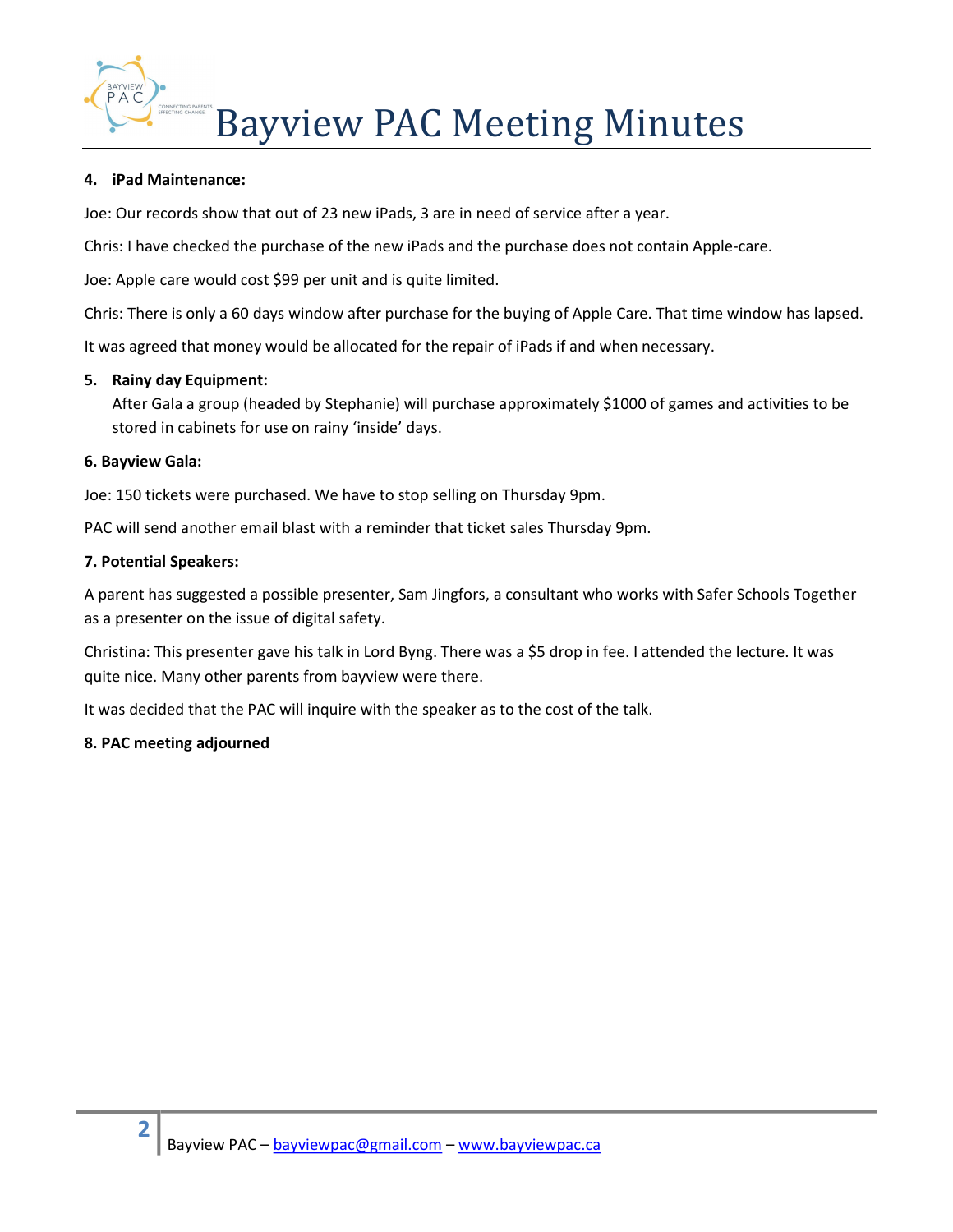**4. iPad Maintenance:**

Joe: Our records show that out of 23 new iPads, 3 are in need of service after a year.

Chris: I have checked the purchase of the new iPads and the purchase does not contain Apple-care.

Joe: Apple care would cost $99 per unit and is quite limited.

Chris: There is only a 60 days window after purchase for the buying of Apple Care. That time window has lapsed.

It was agreed that money would be allocated for the repair of iPads if and when necessary.

**5. Rainy day Equipment:**

After Gala a group (headed by Stephanie) will purchase approximately $1000 of games and activities to be stored in cabinets for use on rainy 'inside' days.

**6. Bayview Gala:**

Joe: 150 tickets were purchased. We have to stop selling on Thursday 9pm.

PAC will send another email blast with a reminder that ticket sales Thursday 9pm.

**7. Potential Speakers:**

A parent has suggested a possible presenter, Sam Jingfors, a consultant who works with Safer Schools Together as a presenter on the issue of digital safety.

Christina: This presenter gave his talk in Lord Byng. There was a $5 drop in fee. I attended the lecture. It was quite nice. Many other parents from bayview were there.

It was decided that the PAC will inquire with the speaker as to the cost of the talk.

**8. PAC meeting adjourned**